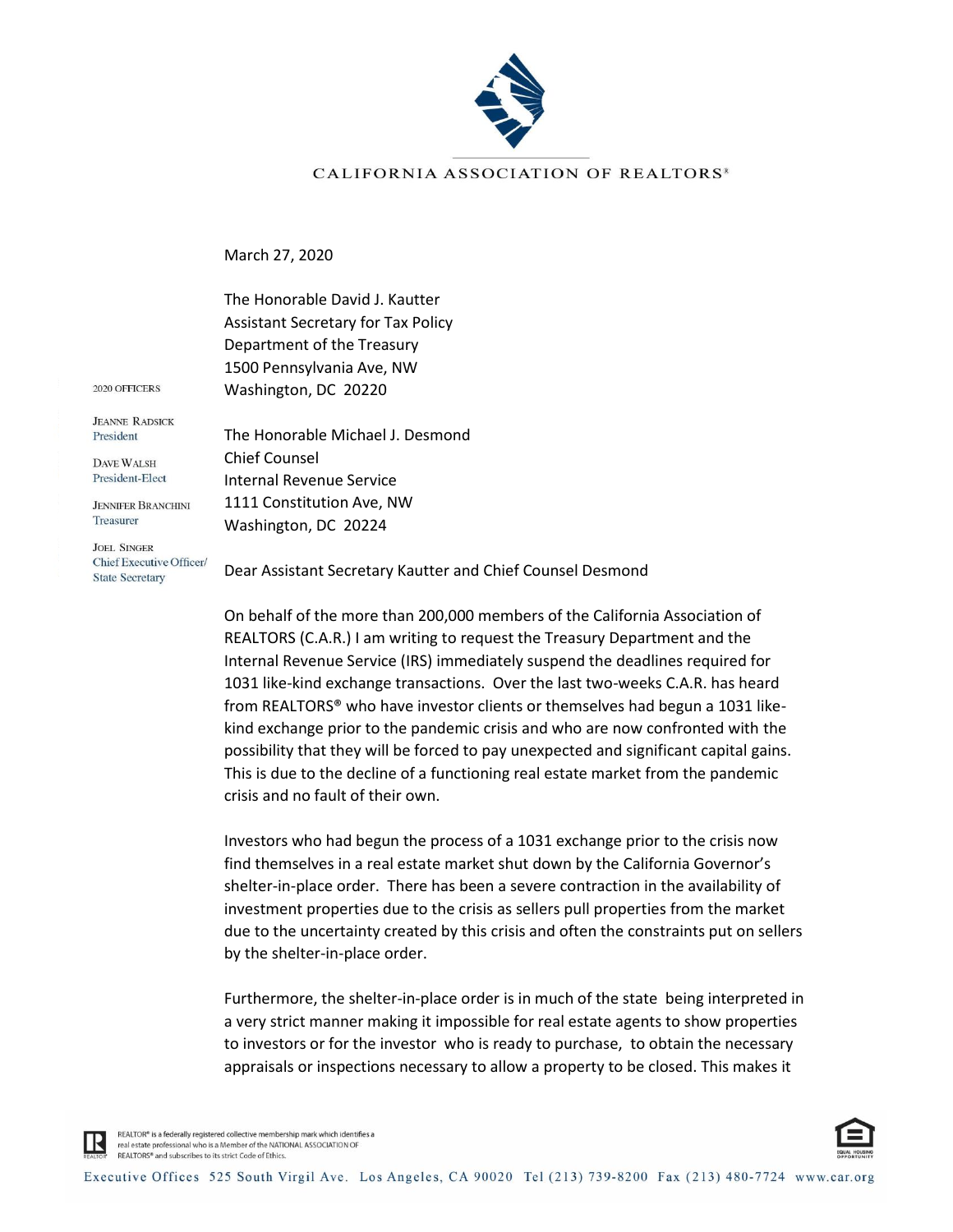CALIFORNIA ASSOCIATION OF REALTORS®

2020 OFFICERS

JEANNE RADSICK
President

DAVE WALSH
President-Elect

JENNIFER BRANCHINI
Treasurer

JOEL SINGER
Chief Executive Officer/
State Secretary

March 27, 2020

The Honorable David J. Kautter
Assistant Secretary for Tax Policy
Department of the Treasury
1500 Pennsylvania Ave, NW
Washington, DC 20220

The Honorable Michael J. Desmond
Chief Counsel
Internal Revenue Service
1111 Constitution Ave, NW
Washington, DC 20224

Dear Assistant Secretary Kautter and Chief Counsel Desmond

On behalf of the more than 200,000 members of the California Association of REALTORS (C.A.R.) I am writing to request the Treasury Department and the Internal Revenue Service (IRS) immediately suspend the deadlines required for 1031 like-kind exchange transactions. Over the last two-weeks C.A.R. has heard from REALTORS® who have investor clients or themselves had begun a 1031 like-kind exchange prior to the pandemic crisis and who are now confronted with the possibility that they will be forced to pay unexpected and significant capital gains. This is due to the decline of a functioning real estate market from the pandemic crisis and no fault of their own.

Investors who had begun the process of a 1031 exchange prior to the crisis now find themselves in a real estate market shut down by the California Governor's shelter-in-place order. There has been a severe contraction in the availability of investment properties due to the crisis as sellers pull properties from the market due to the uncertainty created by this crisis and often the constraints put on sellers by the shelter-in-place order.

Furthermore, the shelter-in-place order is in much of the state being interpreted in a very strict manner making it impossible for real estate agents to show properties to investors or for the investor who is ready to purchase, to obtain the necessary appraisals or inspections necessary to allow a property to be closed. This makes it

REALTOR® is a federally registered collective membership mark which identifies a real estate professional who is a Member of the NATIONAL ASSOCIATION OF REALTORS® and subscribes to its strict Code of Ethics.

Executive Offices 525 South Virgil Ave. Los Angeles, CA 90020 Tel (213) 739-8200 Fax (213) 480-7724 www.car.org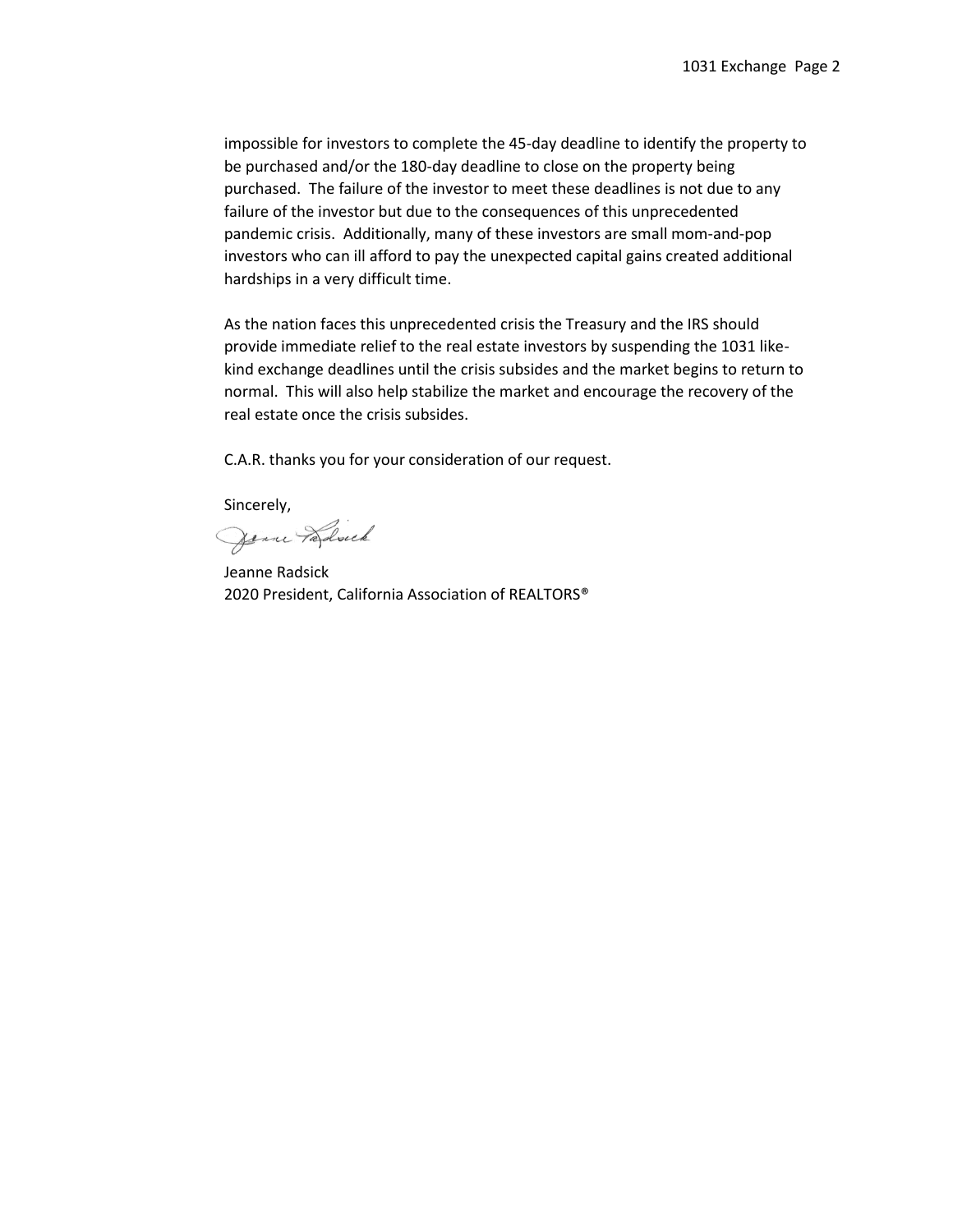impossible for investors to complete the 45-day deadline to identify the property to be purchased and/or the 180-day deadline to close on the property being purchased. The failure of the investor to meet these deadlines is not due to any failure of the investor but due to the consequences of this unprecedented pandemic crisis. Additionally, many of these investors are small mom-and-pop investors who can ill afford to pay the unexpected capital gains created additional hardships in a very difficult time.

As the nation faces this unprecedented crisis the Treasury and the IRS should provide immediate relief to the real estate investors by suspending the 1031 like-kind exchange deadlines until the crisis subsides and the market begins to return to normal. This will also help stabilize the market and encourage the recovery of the real estate once the crisis subsides.

C.A.R. thanks you for your consideration of our request.

Sincerely,

Jeanne Radsick
2020 President, California Association of REALTORS®